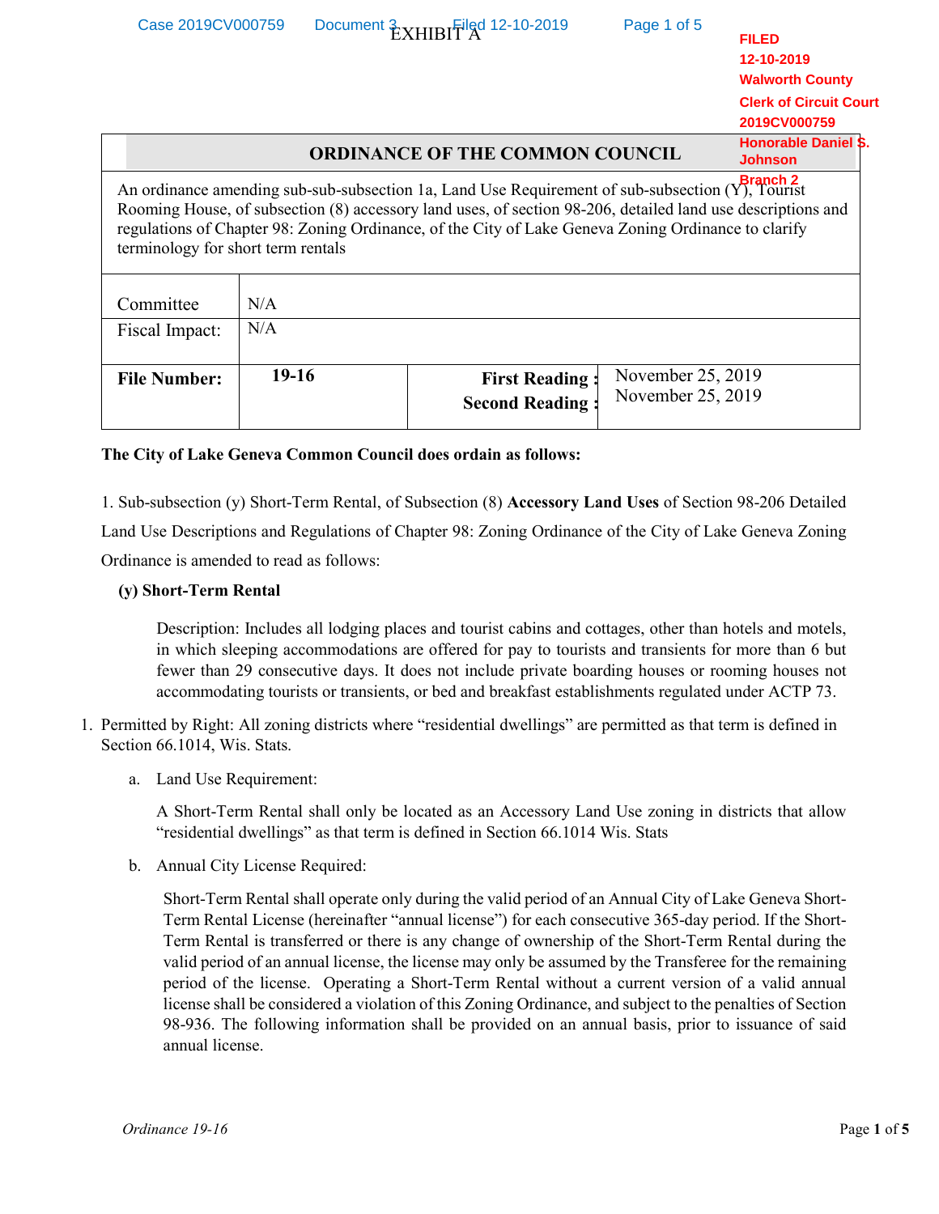EXHIBIT A

FILED
12-10-2019
Walworth County
Clerk of Circuit Court
2019CV000759
Honorable Daniel S. Johnson
Branch 2

## ORDINANCE OF THE COMMON COUNCIL

An ordinance amending sub-sub-subsection 1a, Land Use Requirement of sub-subsection (Y), Tourist Rooming House, of subsection (8) accessory land uses, of section 98-206, detailed land use descriptions and regulations of Chapter 98: Zoning Ordinance, of the City of Lake Geneva Zoning Ordinance to clarify terminology for short term rentals

| | | | |
|---|---|---|---|
| Committee | N/A | | |
| Fiscal Impact: | N/A | | |
| **File Number:** | **19-16** | **First Reading :** **Second Reading :** | November 25, 2019 November 25, 2019 |

**The City of Lake Geneva Common Council does ordain as follows:**

1. Sub-subsection (y) Short-Term Rental, of Subsection (8) **Accessory Land Uses** of Section 98-206 Detailed Land Use Descriptions and Regulations of Chapter 98: Zoning Ordinance of the City of Lake Geneva Zoning Ordinance is amended to read as follows:

**(y) Short-Term Rental**

Description: Includes all lodging places and tourist cabins and cottages, other than hotels and motels, in which sleeping accommodations are offered for pay to tourists and transients for more than 6 but fewer than 29 consecutive days. It does not include private boarding houses or rooming houses not accommodating tourists or transients, or bed and breakfast establishments regulated under ACTP 73.

1. Permitted by Right: All zoning districts where "residential dwellings" are permitted as that term is defined in Section 66.1014, Wis. Stats.

   a. Land Use Requirement:

   A Short-Term Rental shall only be located as an Accessory Land Use zoning in districts that allow "residential dwellings" as that term is defined in Section 66.1014 Wis. Stats

   b. Annual City License Required:

   Short-Term Rental shall operate only during the valid period of an Annual City of Lake Geneva Short-Term Rental License (hereinafter "annual license") for each consecutive 365-day period. If the Short-Term Rental is transferred or there is any change of ownership of the Short-Term Rental during the valid period of an annual license, the license may only be assumed by the Transferee for the remaining period of the license. Operating a Short-Term Rental without a current version of a valid annual license shall be considered a violation of this Zoning Ordinance, and subject to the penalties of Section 98-936. The following information shall be provided on an annual basis, prior to issuance of said annual license.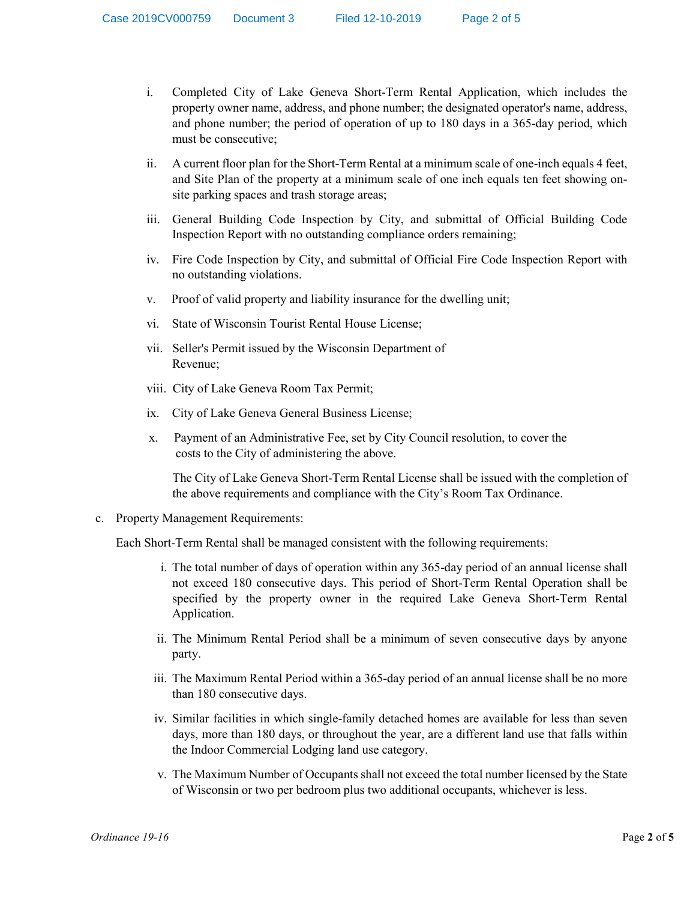i. Completed City of Lake Geneva Short-Term Rental Application, which includes the property owner name, address, and phone number; the designated operator's name, address, and phone number; the period of operation of up to 180 days in a 365-day period, which must be consecutive;

ii. A current floor plan for the Short-Term Rental at a minimum scale of one-inch equals 4 feet, and Site Plan of the property at a minimum scale of one inch equals ten feet showing on-site parking spaces and trash storage areas;

iii. General Building Code Inspection by City, and submittal of Official Building Code Inspection Report with no outstanding compliance orders remaining;

iv. Fire Code Inspection by City, and submittal of Official Fire Code Inspection Report with no outstanding violations.

v. Proof of valid property and liability insurance for the dwelling unit;

vi. State of Wisconsin Tourist Rental House License;

vii. Seller's Permit issued by the Wisconsin Department of Revenue;

viii. City of Lake Geneva Room Tax Permit;

ix. City of Lake Geneva General Business License;

x. Payment of an Administrative Fee, set by City Council resolution, to cover the costs to the City of administering the above.

The City of Lake Geneva Short-Term Rental License shall be issued with the completion of the above requirements and compliance with the City's Room Tax Ordinance.

c. Property Management Requirements:

Each Short-Term Rental shall be managed consistent with the following requirements:

i. The total number of days of operation within any 365-day period of an annual license shall not exceed 180 consecutive days. This period of Short-Term Rental Operation shall be specified by the property owner in the required Lake Geneva Short-Term Rental Application.

ii. The Minimum Rental Period shall be a minimum of seven consecutive days by anyone party.

iii. The Maximum Rental Period within a 365-day period of an annual license shall be no more than 180 consecutive days.

iv. Similar facilities in which single-family detached homes are available for less than seven days, more than 180 days, or throughout the year, are a different land use that falls within the Indoor Commercial Lodging land use category.

v. The Maximum Number of Occupants shall not exceed the total number licensed by the State of Wisconsin or two per bedroom plus two additional occupants, whichever is less.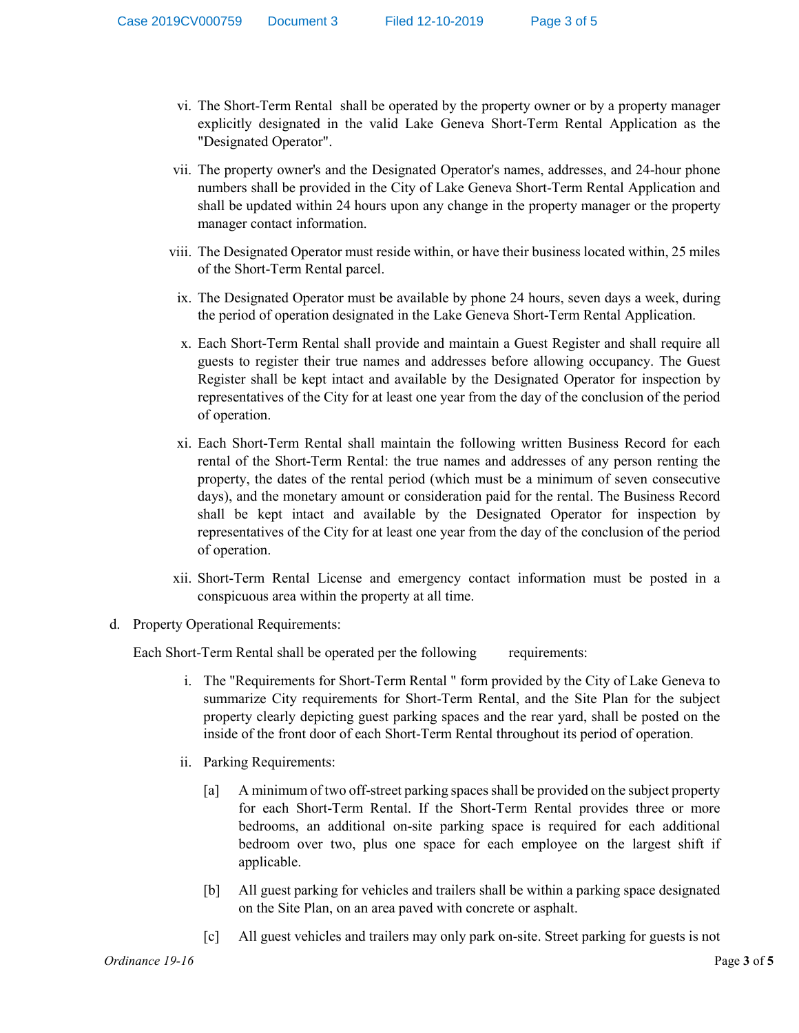vi. The Short-Term Rental shall be operated by the property owner or by a property manager explicitly designated in the valid Lake Geneva Short-Term Rental Application as the "Designated Operator".

vii. The property owner's and the Designated Operator's names, addresses, and 24-hour phone numbers shall be provided in the City of Lake Geneva Short-Term Rental Application and shall be updated within 24 hours upon any change in the property manager or the property manager contact information.

viii. The Designated Operator must reside within, or have their business located within, 25 miles of the Short-Term Rental parcel.

ix. The Designated Operator must be available by phone 24 hours, seven days a week, during the period of operation designated in the Lake Geneva Short-Term Rental Application.

x. Each Short-Term Rental shall provide and maintain a Guest Register and shall require all guests to register their true names and addresses before allowing occupancy. The Guest Register shall be kept intact and available by the Designated Operator for inspection by representatives of the City for at least one year from the day of the conclusion of the period of operation.

xi. Each Short-Term Rental shall maintain the following written Business Record for each rental of the Short-Term Rental: the true names and addresses of any person renting the property, the dates of the rental period (which must be a minimum of seven consecutive days), and the monetary amount or consideration paid for the rental. The Business Record shall be kept intact and available by the Designated Operator for inspection by representatives of the City for at least one year from the day of the conclusion of the period of operation.

xii. Short-Term Rental License and emergency contact information must be posted in a conspicuous area within the property at all time.

d. Property Operational Requirements:

Each Short-Term Rental shall be operated per the following requirements:

i. The "Requirements for Short-Term Rental " form provided by the City of Lake Geneva to summarize City requirements for Short-Term Rental, and the Site Plan for the subject property clearly depicting guest parking spaces and the rear yard, shall be posted on the inside of the front door of each Short-Term Rental throughout its period of operation.

ii. Parking Requirements:

[a] A minimum of two off-street parking spaces shall be provided on the subject property for each Short-Term Rental. If the Short-Term Rental provides three or more bedrooms, an additional on-site parking space is required for each additional bedroom over two, plus one space for each employee on the largest shift if applicable.

[b] All guest parking for vehicles and trailers shall be within a parking space designated on the Site Plan, on an area paved with concrete or asphalt.

[c] All guest vehicles and trailers may only park on-site. Street parking for guests is not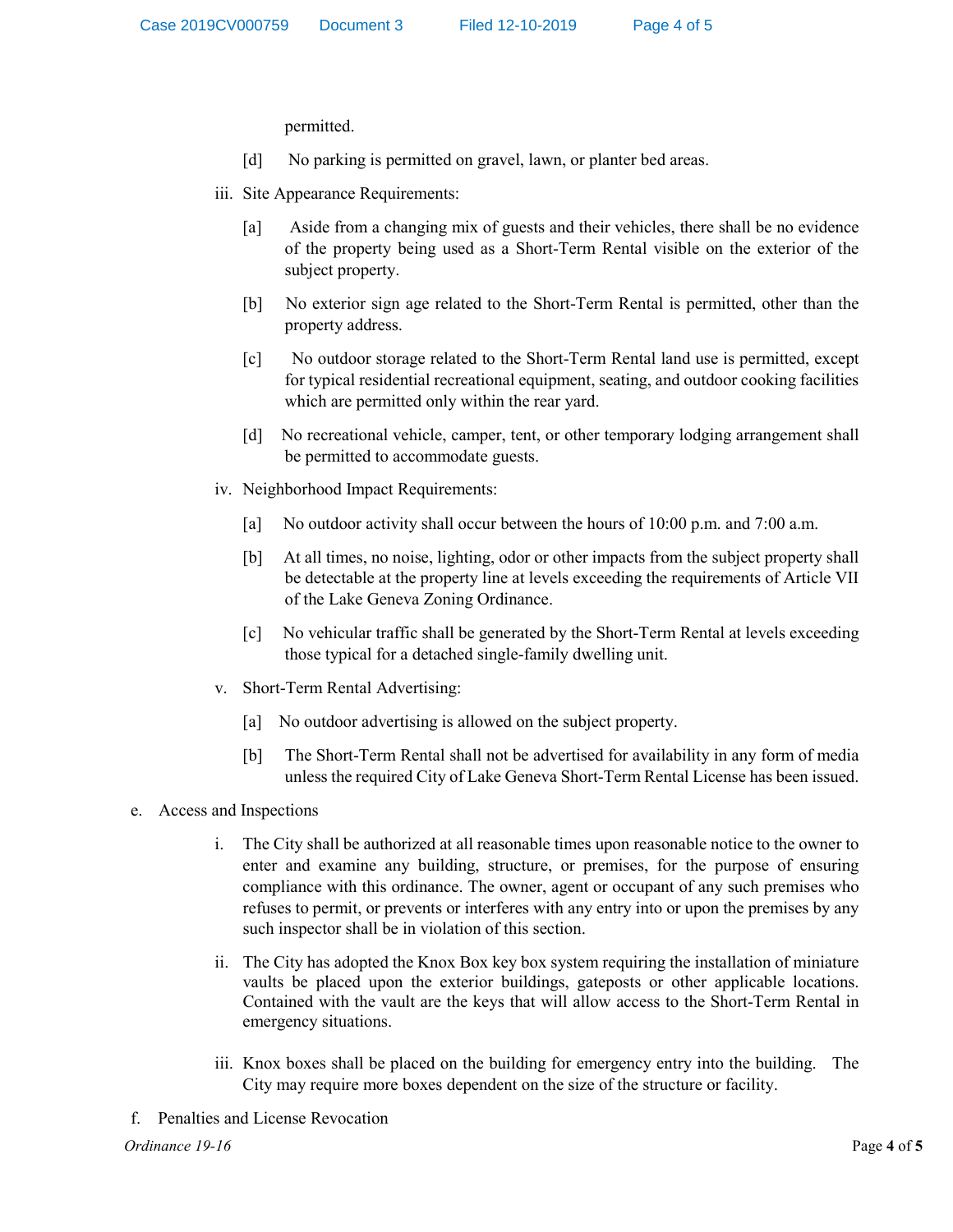permitted.

[d] No parking is permitted on gravel, lawn, or planter bed areas.

iii. Site Appearance Requirements:

[a] Aside from a changing mix of guests and their vehicles, there shall be no evidence of the property being used as a Short-Term Rental visible on the exterior of the subject property.

[b] No exterior sign age related to the Short-Term Rental is permitted, other than the property address.

[c] No outdoor storage related to the Short-Term Rental land use is permitted, except for typical residential recreational equipment, seating, and outdoor cooking facilities which are permitted only within the rear yard.

[d] No recreational vehicle, camper, tent, or other temporary lodging arrangement shall be permitted to accommodate guests.

iv. Neighborhood Impact Requirements:

[a] No outdoor activity shall occur between the hours of 10:00 p.m. and 7:00 a.m.

[b] At all times, no noise, lighting, odor or other impacts from the subject property shall be detectable at the property line at levels exceeding the requirements of Article VII of the Lake Geneva Zoning Ordinance.

[c] No vehicular traffic shall be generated by the Short-Term Rental at levels exceeding those typical for a detached single-family dwelling unit.

v. Short-Term Rental Advertising:

[a] No outdoor advertising is allowed on the subject property.

[b] The Short-Term Rental shall not be advertised for availability in any form of media unless the required City of Lake Geneva Short-Term Rental License has been issued.

e. Access and Inspections

i. The City shall be authorized at all reasonable times upon reasonable notice to the owner to enter and examine any building, structure, or premises, for the purpose of ensuring compliance with this ordinance. The owner, agent or occupant of any such premises who refuses to permit, or prevents or interferes with any entry into or upon the premises by any such inspector shall be in violation of this section.

ii. The City has adopted the Knox Box key box system requiring the installation of miniature vaults be placed upon the exterior buildings, gateposts or other applicable locations. Contained with the vault are the keys that will allow access to the Short-Term Rental in emergency situations.

iii. Knox boxes shall be placed on the building for emergency entry into the building. The City may require more boxes dependent on the size of the structure or facility.

f. Penalties and License Revocation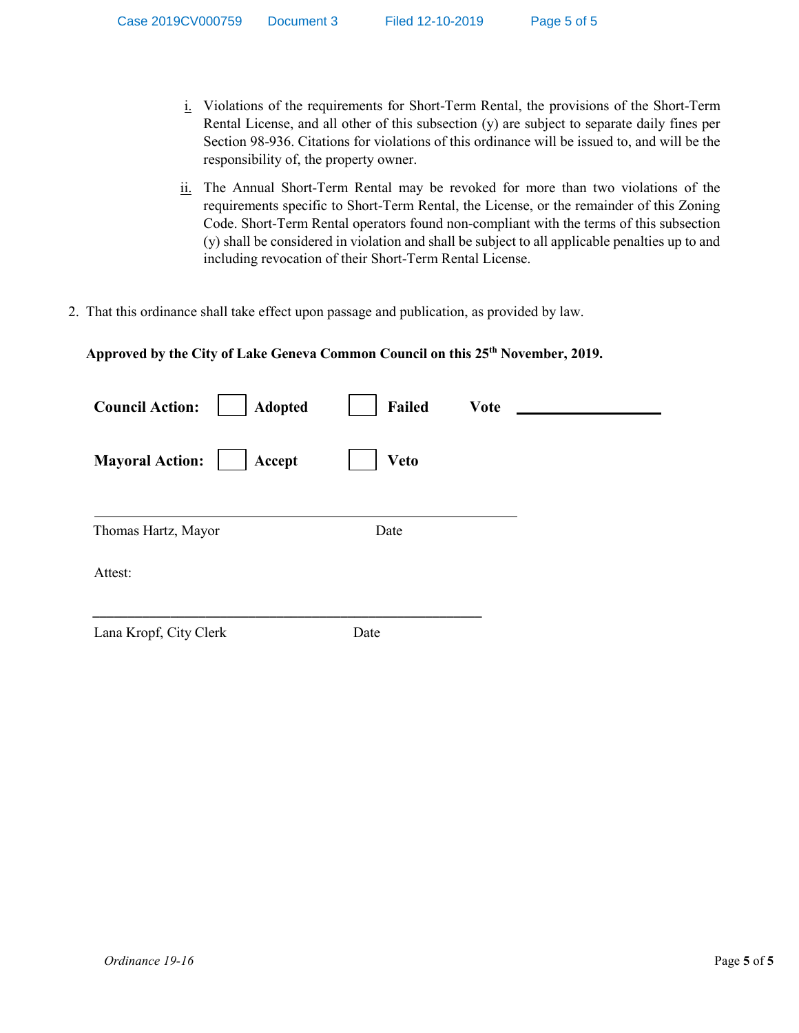i. Violations of the requirements for Short-Term Rental, the provisions of the Short-Term Rental License, and all other of this subsection (y) are subject to separate daily fines per Section 98-936. Citations for violations of this ordinance will be issued to, and will be the responsibility of, the property owner.

ii. The Annual Short-Term Rental may be revoked for more than two violations of the requirements specific to Short-Term Rental, the License, or the remainder of this Zoning Code. Short-Term Rental operators found non-compliant with the terms of this subsection (y) shall be considered in violation and shall be subject to all applicable penalties up to and including revocation of their Short-Term Rental License.

2. That this ordinance shall take effect upon passage and publication, as provided by law.

**Approved by the City of Lake Geneva Common Council on this 25th November, 2019.**

**Council Action:** ☐ **Adopted** ☐ **Failed** **Vote** ____________________

**Mayoral Action:** ☐ **Accept** ☐ **Veto**

______________________________________________

Thomas Hartz, Mayor Date

Attest:

______________________________________________

Lana Kropf, City Clerk Date

*Ordinance 19-16*